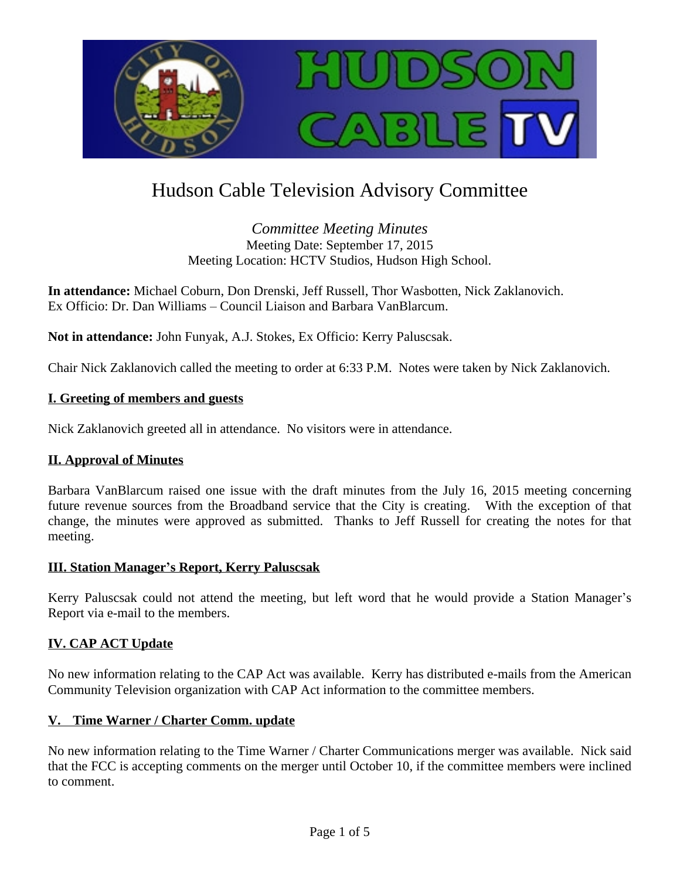# Hudson Cable Television Advisory Committee

*Committee Meeting Minutes*
Meeting Date: September 17, 2015
Meeting Location: HCTV Studios, Hudson High School.

**In attendance:** Michael Coburn, Don Drenski, Jeff Russell, Thor Wasbotten, Nick Zaklanovich.
Ex Officio: Dr. Dan Williams – Council Liaison and Barbara VanBlarcum.

**Not in attendance:** John Funyak, A.J. Stokes, Ex Officio: Kerry Paluscsak.

Chair Nick Zaklanovich called the meeting to order at 6:33 P.M. Notes were taken by Nick Zaklanovich.

## I. Greeting of members and guests

Nick Zaklanovich greeted all in attendance. No visitors were in attendance.

## II. Approval of Minutes

Barbara VanBlarcum raised one issue with the draft minutes from the July 16, 2015 meeting concerning future revenue sources from the Broadband service that the City is creating. With the exception of that change, the minutes were approved as submitted. Thanks to Jeff Russell for creating the notes for that meeting.

## III. Station Manager's Report, Kerry Paluscsak

Kerry Paluscsak could not attend the meeting, but left word that he would provide a Station Manager's Report via e-mail to the members.

## IV. CAP ACT Update

No new information relating to the CAP Act was available. Kerry has distributed e-mails from the American Community Television organization with CAP Act information to the committee members.

## V. Time Warner / Charter Comm. update

No new information relating to the Time Warner / Charter Communications merger was available. Nick said that the FCC is accepting comments on the merger until October 10, if the committee members were inclined to comment.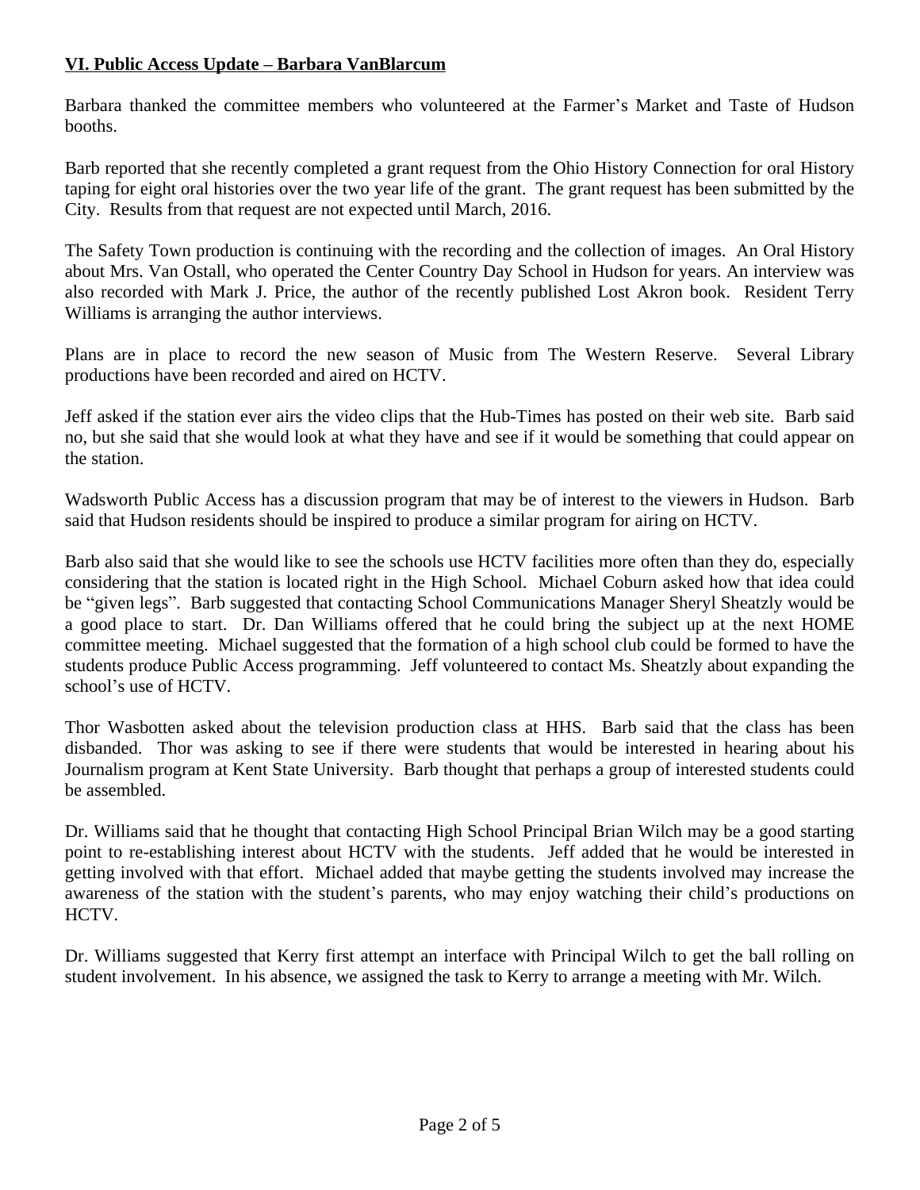**VI. Public Access Update – Barbara VanBlarcum**

Barbara thanked the committee members who volunteered at the Farmer's Market and Taste of Hudson booths.

Barb reported that she recently completed a grant request from the Ohio History Connection for oral History taping for eight oral histories over the two year life of the grant. The grant request has been submitted by the City. Results from that request are not expected until March, 2016.

The Safety Town production is continuing with the recording and the collection of images. An Oral History about Mrs. Van Ostall, who operated the Center Country Day School in Hudson for years. An interview was also recorded with Mark J. Price, the author of the recently published Lost Akron book. Resident Terry Williams is arranging the author interviews.

Plans are in place to record the new season of Music from The Western Reserve. Several Library productions have been recorded and aired on HCTV.

Jeff asked if the station ever airs the video clips that the Hub-Times has posted on their web site. Barb said no, but she said that she would look at what they have and see if it would be something that could appear on the station.

Wadsworth Public Access has a discussion program that may be of interest to the viewers in Hudson. Barb said that Hudson residents should be inspired to produce a similar program for airing on HCTV.

Barb also said that she would like to see the schools use HCTV facilities more often than they do, especially considering that the station is located right in the High School. Michael Coburn asked how that idea could be "given legs". Barb suggested that contacting School Communications Manager Sheryl Sheatzly would be a good place to start. Dr. Dan Williams offered that he could bring the subject up at the next HOME committee meeting. Michael suggested that the formation of a high school club could be formed to have the students produce Public Access programming. Jeff volunteered to contact Ms. Sheatzly about expanding the school's use of HCTV.

Thor Wasbotten asked about the television production class at HHS. Barb said that the class has been disbanded. Thor was asking to see if there were students that would be interested in hearing about his Journalism program at Kent State University. Barb thought that perhaps a group of interested students could be assembled.

Dr. Williams said that he thought that contacting High School Principal Brian Wilch may be a good starting point to re-establishing interest about HCTV with the students. Jeff added that he would be interested in getting involved with that effort. Michael added that maybe getting the students involved may increase the awareness of the station with the student's parents, who may enjoy watching their child's productions on HCTV.

Dr. Williams suggested that Kerry first attempt an interface with Principal Wilch to get the ball rolling on student involvement. In his absence, we assigned the task to Kerry to arrange a meeting with Mr. Wilch.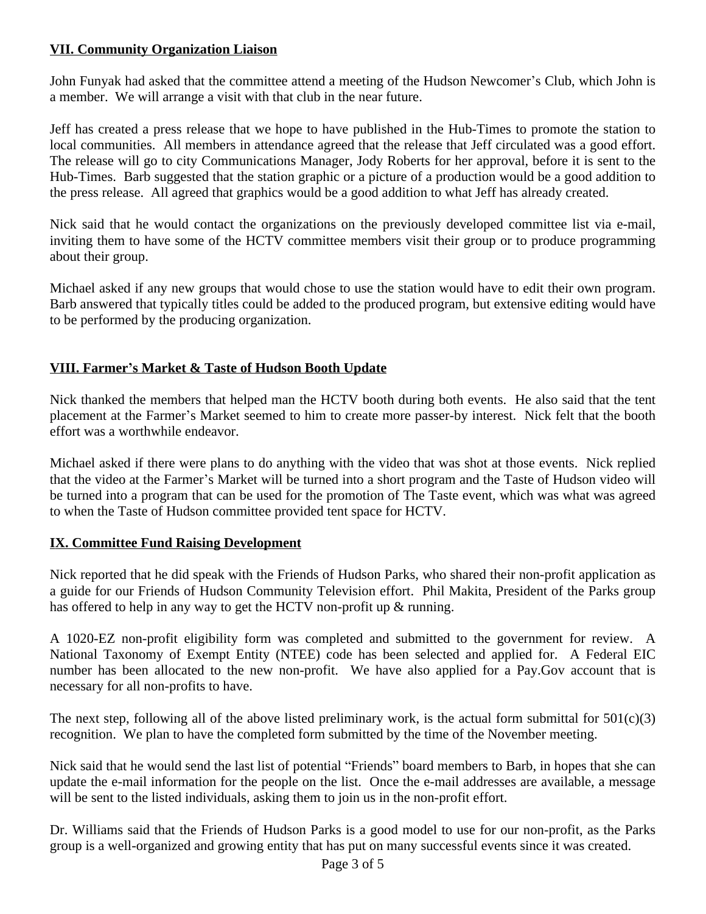**VII. Community Organization Liaison**

John Funyak had asked that the committee attend a meeting of the Hudson Newcomer's Club, which John is a member. We will arrange a visit with that club in the near future.

Jeff has created a press release that we hope to have published in the Hub-Times to promote the station to local communities. All members in attendance agreed that the release that Jeff circulated was a good effort. The release will go to city Communications Manager, Jody Roberts for her approval, before it is sent to the Hub-Times. Barb suggested that the station graphic or a picture of a production would be a good addition to the press release. All agreed that graphics would be a good addition to what Jeff has already created.

Nick said that he would contact the organizations on the previously developed committee list via e-mail, inviting them to have some of the HCTV committee members visit their group or to produce programming about their group.

Michael asked if any new groups that would chose to use the station would have to edit their own program. Barb answered that typically titles could be added to the produced program, but extensive editing would have to be performed by the producing organization.

**VIII. Farmer's Market & Taste of Hudson Booth Update**

Nick thanked the members that helped man the HCTV booth during both events. He also said that the tent placement at the Farmer's Market seemed to him to create more passer-by interest. Nick felt that the booth effort was a worthwhile endeavor.

Michael asked if there were plans to do anything with the video that was shot at those events. Nick replied that the video at the Farmer's Market will be turned into a short program and the Taste of Hudson video will be turned into a program that can be used for the promotion of The Taste event, which was what was agreed to when the Taste of Hudson committee provided tent space for HCTV.

**IX. Committee Fund Raising Development**

Nick reported that he did speak with the Friends of Hudson Parks, who shared their non-profit application as a guide for our Friends of Hudson Community Television effort. Phil Makita, President of the Parks group has offered to help in any way to get the HCTV non-profit up & running.

A 1020-EZ non-profit eligibility form was completed and submitted to the government for review. A National Taxonomy of Exempt Entity (NTEE) code has been selected and applied for. A Federal EIC number has been allocated to the new non-profit. We have also applied for a Pay.Gov account that is necessary for all non-profits to have.

The next step, following all of the above listed preliminary work, is the actual form submittal for 501(c)(3) recognition. We plan to have the completed form submitted by the time of the November meeting.

Nick said that he would send the last list of potential "Friends" board members to Barb, in hopes that she can update the e-mail information for the people on the list. Once the e-mail addresses are available, a message will be sent to the listed individuals, asking them to join us in the non-profit effort.

Dr. Williams said that the Friends of Hudson Parks is a good model to use for our non-profit, as the Parks group is a well-organized and growing entity that has put on many successful events since it was created.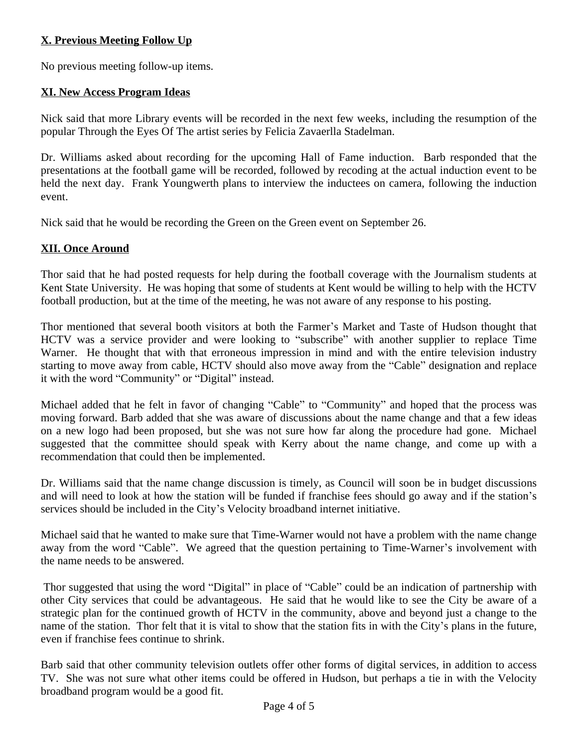## X. Previous Meeting Follow Up

No previous meeting follow-up items.

## XI. New Access Program Ideas

Nick said that more Library events will be recorded in the next few weeks, including the resumption of the popular Through the Eyes Of The artist series by Felicia Zavaerlla Stadelman.

Dr. Williams asked about recording for the upcoming Hall of Fame induction. Barb responded that the presentations at the football game will be recorded, followed by recoding at the actual induction event to be held the next day. Frank Youngwerth plans to interview the inductees on camera, following the induction event.

Nick said that he would be recording the Green on the Green event on September 26.

## XII. Once Around

Thor said that he had posted requests for help during the football coverage with the Journalism students at Kent State University. He was hoping that some of students at Kent would be willing to help with the HCTV football production, but at the time of the meeting, he was not aware of any response to his posting.

Thor mentioned that several booth visitors at both the Farmer's Market and Taste of Hudson thought that HCTV was a service provider and were looking to "subscribe" with another supplier to replace Time Warner. He thought that with that erroneous impression in mind and with the entire television industry starting to move away from cable, HCTV should also move away from the "Cable" designation and replace it with the word "Community" or "Digital" instead.

Michael added that he felt in favor of changing "Cable" to "Community" and hoped that the process was moving forward. Barb added that she was aware of discussions about the name change and that a few ideas on a new logo had been proposed, but she was not sure how far along the procedure had gone. Michael suggested that the committee should speak with Kerry about the name change, and come up with a recommendation that could then be implemented.

Dr. Williams said that the name change discussion is timely, as Council will soon be in budget discussions and will need to look at how the station will be funded if franchise fees should go away and if the station's services should be included in the City's Velocity broadband internet initiative.

Michael said that he wanted to make sure that Time-Warner would not have a problem with the name change away from the word "Cable". We agreed that the question pertaining to Time-Warner's involvement with the name needs to be answered.

Thor suggested that using the word "Digital" in place of "Cable" could be an indication of partnership with other City services that could be advantageous. He said that he would like to see the City be aware of a strategic plan for the continued growth of HCTV in the community, above and beyond just a change to the name of the station. Thor felt that it is vital to show that the station fits in with the City's plans in the future, even if franchise fees continue to shrink.

Barb said that other community television outlets offer other forms of digital services, in addition to access TV. She was not sure what other items could be offered in Hudson, but perhaps a tie in with the Velocity broadband program would be a good fit.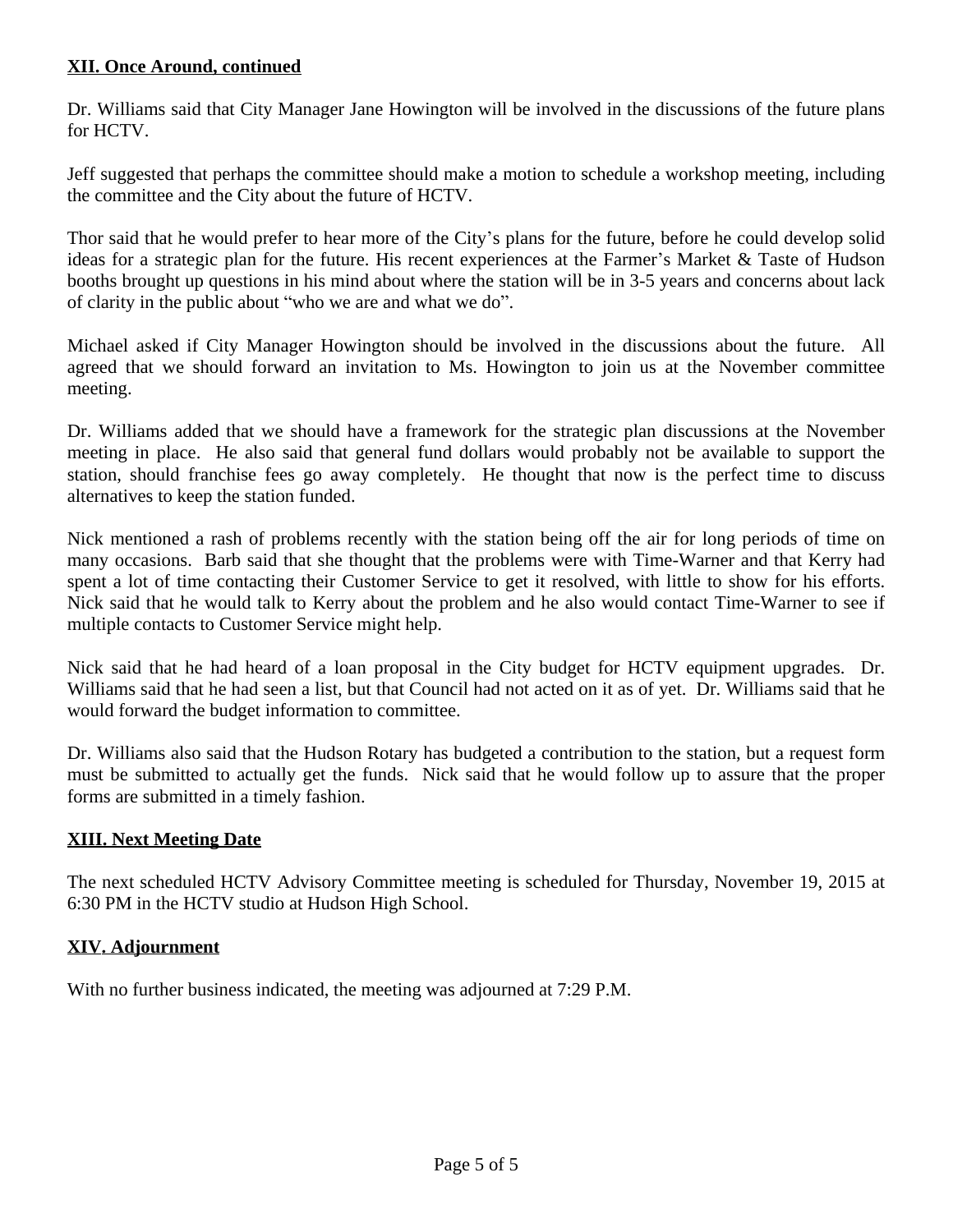## XII. Once Around, continued

Dr. Williams said that City Manager Jane Howington will be involved in the discussions of the future plans for HCTV.

Jeff suggested that perhaps the committee should make a motion to schedule a workshop meeting, including the committee and the City about the future of HCTV.

Thor said that he would prefer to hear more of the City's plans for the future, before he could develop solid ideas for a strategic plan for the future. His recent experiences at the Farmer's Market & Taste of Hudson booths brought up questions in his mind about where the station will be in 3-5 years and concerns about lack of clarity in the public about "who we are and what we do".

Michael asked if City Manager Howington should be involved in the discussions about the future. All agreed that we should forward an invitation to Ms. Howington to join us at the November committee meeting.

Dr. Williams added that we should have a framework for the strategic plan discussions at the November meeting in place. He also said that general fund dollars would probably not be available to support the station, should franchise fees go away completely. He thought that now is the perfect time to discuss alternatives to keep the station funded.

Nick mentioned a rash of problems recently with the station being off the air for long periods of time on many occasions. Barb said that she thought that the problems were with Time-Warner and that Kerry had spent a lot of time contacting their Customer Service to get it resolved, with little to show for his efforts. Nick said that he would talk to Kerry about the problem and he also would contact Time-Warner to see if multiple contacts to Customer Service might help.

Nick said that he had heard of a loan proposal in the City budget for HCTV equipment upgrades. Dr. Williams said that he had seen a list, but that Council had not acted on it as of yet. Dr. Williams said that he would forward the budget information to committee.

Dr. Williams also said that the Hudson Rotary has budgeted a contribution to the station, but a request form must be submitted to actually get the funds. Nick said that he would follow up to assure that the proper forms are submitted in a timely fashion.

## XIII. Next Meeting Date

The next scheduled HCTV Advisory Committee meeting is scheduled for Thursday, November 19, 2015 at 6:30 PM in the HCTV studio at Hudson High School.

## XIV. Adjournment

With no further business indicated, the meeting was adjourned at 7:29 P.M.